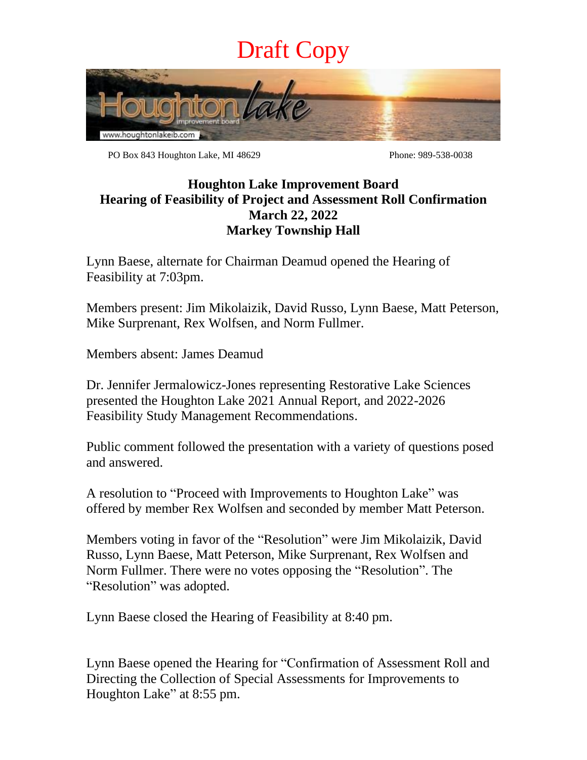Draft Copy

Houghton lake improvement board

www.houghtonlakeib.com

PO Box 843 Houghton Lake, MI 48629 Phone: 989-538-0038

**Houghton Lake Improvement Board**
**Hearing of Feasibility of Project and Assessment Roll Confirmation**
**March 22, 2022**
**Markey Township Hall**

Lynn Baese, alternate for Chairman Deamud opened the Hearing of Feasibility at 7:03pm.

Members present: Jim Mikolaizik, David Russo, Lynn Baese, Matt Peterson, Mike Surprenant, Rex Wolfsen, and Norm Fullmer.

Members absent: James Deamud

Dr. Jennifer Jermalowicz-Jones representing Restorative Lake Sciences presented the Houghton Lake 2021 Annual Report, and 2022-2026 Feasibility Study Management Recommendations.

Public comment followed the presentation with a variety of questions posed and answered.

A resolution to "Proceed with Improvements to Houghton Lake" was offered by member Rex Wolfsen and seconded by member Matt Peterson.

Members voting in favor of the "Resolution" were Jim Mikolaizik, David Russo, Lynn Baese, Matt Peterson, Mike Surprenant, Rex Wolfsen and Norm Fullmer. There were no votes opposing the "Resolution". The "Resolution" was adopted.

Lynn Baese closed the Hearing of Feasibility at 8:40 pm.

Lynn Baese opened the Hearing for "Confirmation of Assessment Roll and Directing the Collection of Special Assessments for Improvements to Houghton Lake" at 8:55 pm.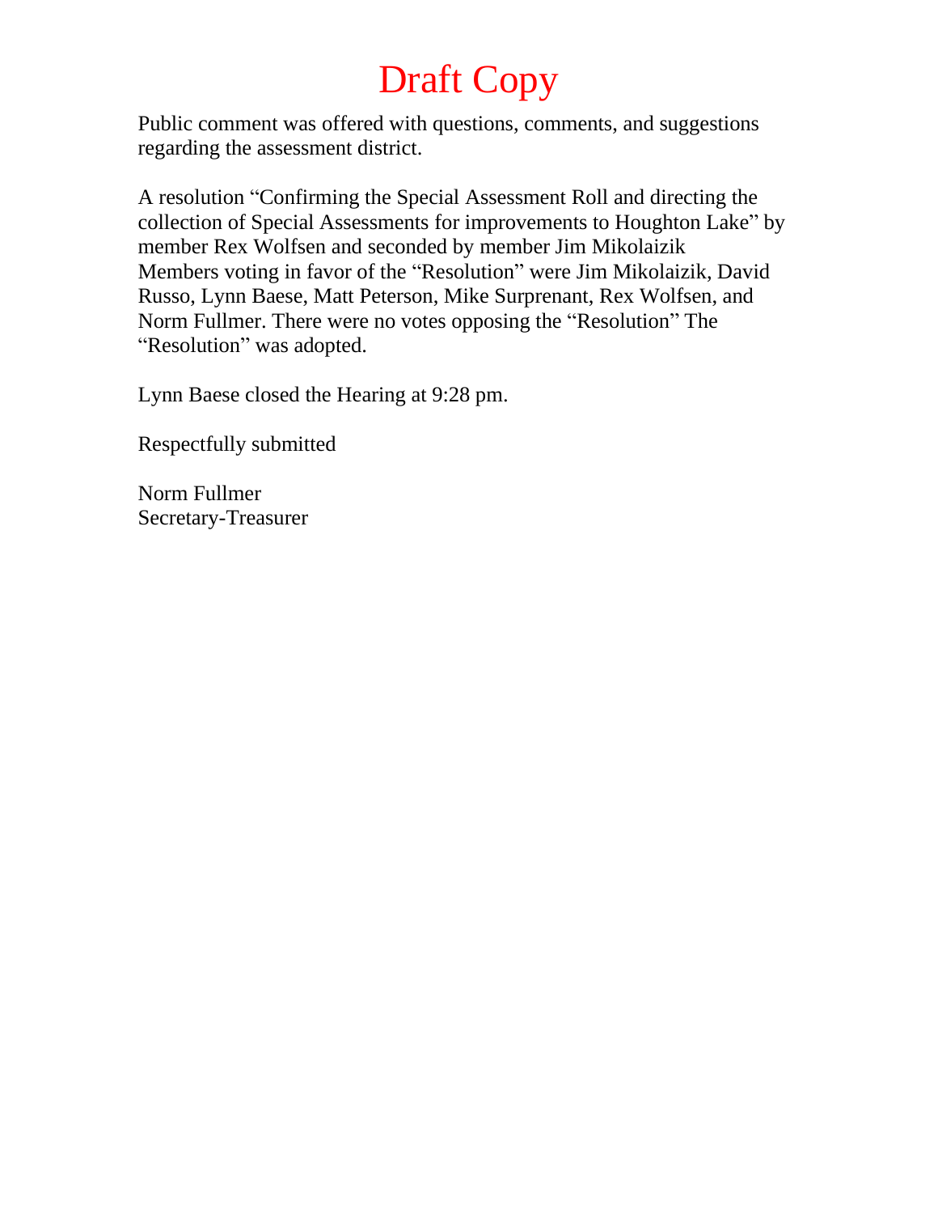# Draft Copy

Public comment was offered with questions, comments, and suggestions regarding the assessment district.

A resolution "Confirming the Special Assessment Roll and directing the collection of Special Assessments for improvements to Houghton Lake" by member Rex Wolfsen and seconded by member Jim Mikolaizik
Members voting in favor of the "Resolution" were Jim Mikolaizik, David Russo, Lynn Baese, Matt Peterson, Mike Surprenant, Rex Wolfsen, and Norm Fullmer. There were no votes opposing the "Resolution" The "Resolution" was adopted.

Lynn Baese closed the Hearing at 9:28 pm.

Respectfully submitted

Norm Fullmer
Secretary-Treasurer